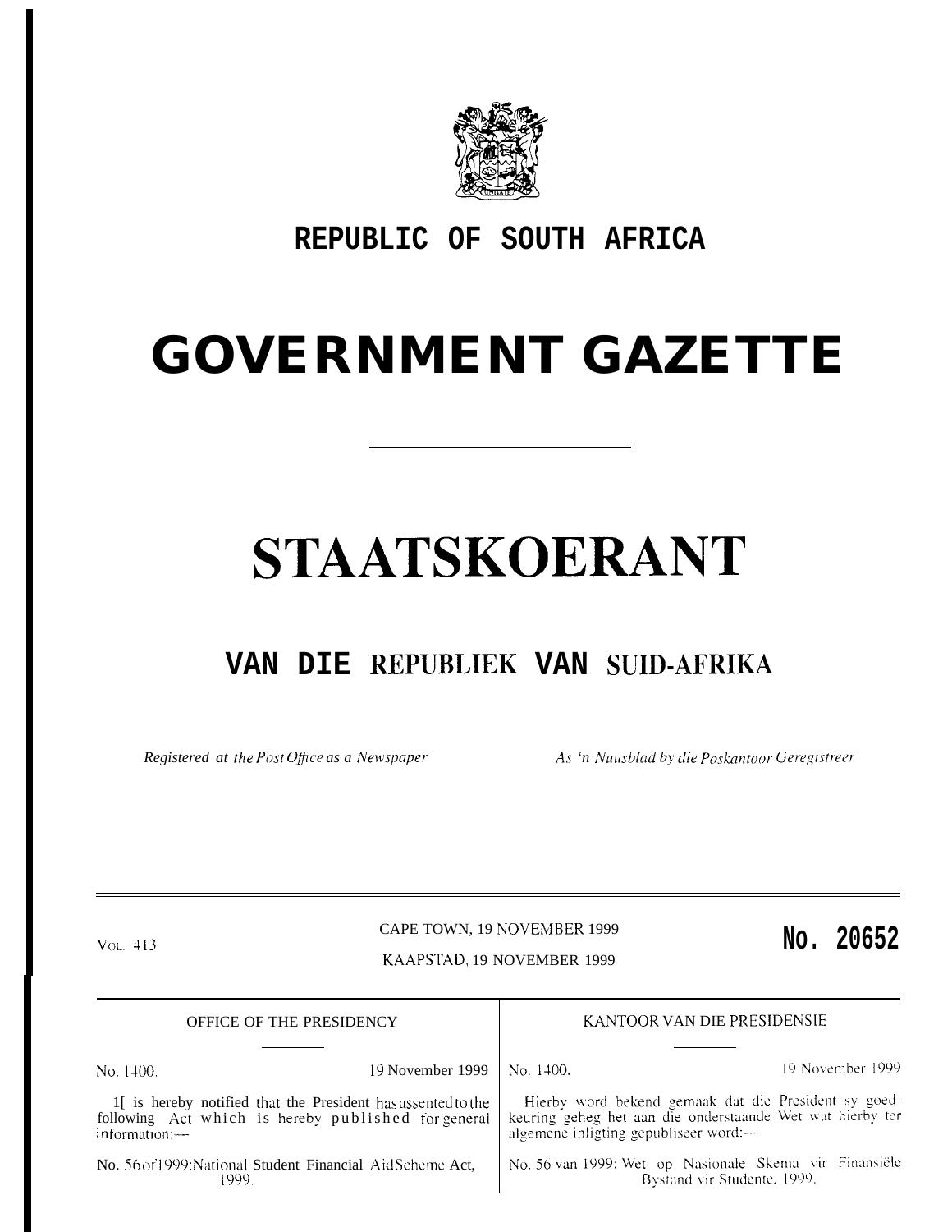# REPUBLIC OF SOUTH AFRICA

# GOVERNMENT GAZETTE

# STAATSKOERANT

## VAN DIE REPUBLIEK VAN SUID-AFRIKA

*Registered at the Post Office as a Newspaper*

*As 'n Nuusblad by die Poskantoor Geregistreer*

VOL. 413

CAPE TOWN, 19 NOVEMBER 1999

KAAPSTAD, 19 NOVEMBER 1999

**No. 20652**

OFFICE OF THE PRESIDENCY

No. 1400. 19 November 1999

1[ is hereby notified that the President has assented to the following Act which is hereby published for general information:—

No. 56 of 1999: National Student Financial Aid Scheme Act, 1999.

KANTOOR VAN DIE PRESIDENSIE

No. 1400. 19 November 1999

Hierby word bekend gemaak dat die President sy goedkeuring geheg het aan die onderstaande Wet wat hierby ter algemene inligting gepubliseer word:—

No. 56 van 1999: Wet op Nasionale Skema vir Finansiële Bystand vir Studente, 1999.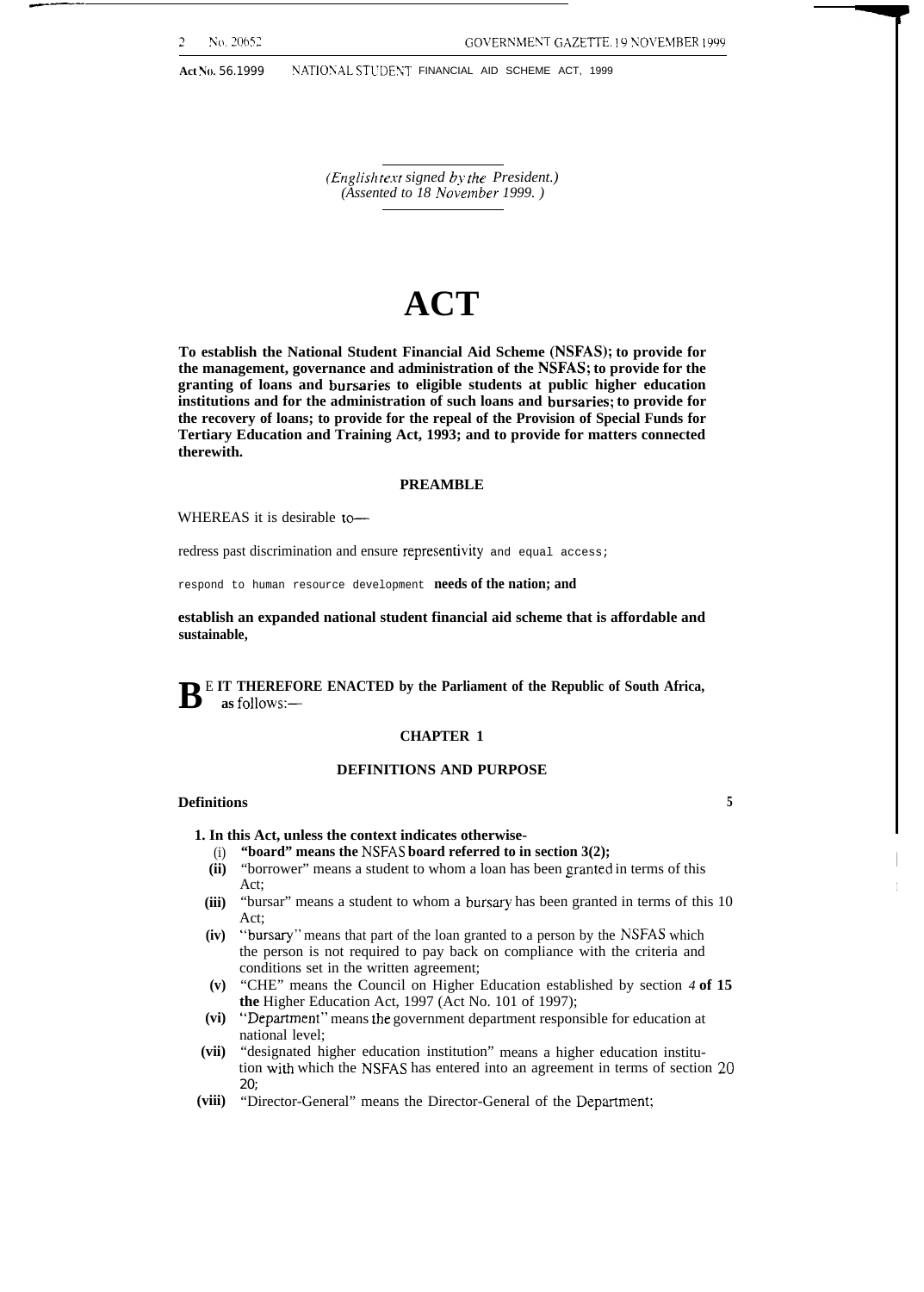(English text signed by the President.)
(Assented to 18 November 1999.)

# ACT

**To establish the National Student Financial Aid Scheme (NSFAS); to provide for the management, governance and administration of the NSFAS; to provide for the granting of loans and bursaries to eligible students at public higher education institutions and for the administration of such loans and bursaries; to provide for the recovery of loans; to provide for the repeal of the Provision of Special Funds for Tertiary Education and Training Act, 1993; and to provide for matters connected therewith.**

## PREAMBLE

WHEREAS it is desirable to—

redress past discrimination and ensure representivity and equal access;

respond to human resource development needs of the nation; and

establish an expanded national student financial aid scheme that is affordable and sustainable,

**BE IT THEREFORE ENACTED by the Parliament of the Republic of South Africa, as follows:—**

## CHAPTER 1

## DEFINITIONS AND PURPOSE

### Definitions

**1.** In this Act, unless the context indicates otherwise-

- (i) "board" means the NSFAS board referred to in section 3(2);
- (ii) "borrower" means a student to whom a loan has been granted in terms of this Act;
- (iii) "bursar" means a student to whom a bursary has been granted in terms of this Act;
- (iv) "bursary" means that part of the loan granted to a person by the NSFAS which the person is not required to pay back on compliance with the criteria and conditions set in the written agreement;
- (v) "CHE" means the Council on Higher Education established by section 4 of the Higher Education Act, 1997 (Act No. 101 of 1997);
- (vi) "Department" means the government department responsible for education at national level;
- (vii) "designated higher education institution" means a higher education institution with which the NSFAS has entered into an agreement in terms of section 20;
- (viii) "Director-General" means the Director-General of the Department;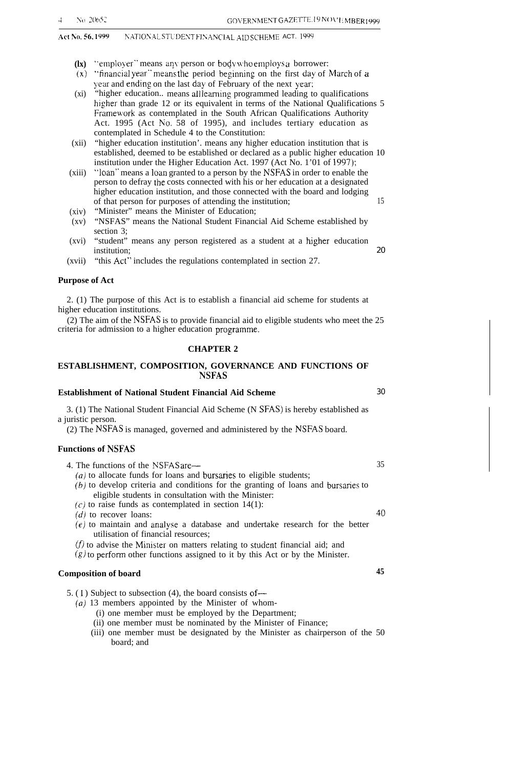**Act No. 56, 1999** NATIONAL STUDENT FINANCIAL AID SCHEME ACT. 1999

(ix) "employer" means any person or body who employs a borrower:

(x) "financial year" means the period beginning on the first day of March of a year and ending on the last day of February of the next year;

(xi) "higher education.. means all learning programmed leading to qualifications higher than grade 12 or its equivalent in terms of the National Qualifications Framework as contemplated in the South African Qualifications Authority Act. 1995 (Act No. 58 of 1995), and includes tertiary education as contemplated in Schedule 4 to the Constitution:

(xii) "higher education institution'. means any higher education institution that is established, deemed to be established or declared as a public higher education institution under the Higher Education Act. 1997 (Act No. 1'01 of 1997);

(xiii) "loan" means a loan granted to a person by the NSFAS in order to enable the person to defray the costs connected with his or her education at a designated higher education institution, and those connected with the board and lodging of that person for purposes of attending the institution;

(xiv) "Minister" means the Minister of Education;

(xv) "NSFAS" means the National Student Financial Aid Scheme established by section 3;

(xvi) "student" means any person registered as a student at a higher education institution;

(xvii) "this Act" includes the regulations contemplated in section 27.

**Purpose of Act**

2. (1) The purpose of this Act is to establish a financial aid scheme for students at higher education institutions.

(2) The aim of the NSFAS is to provide financial aid to eligible students who meet the criteria for admission to a higher education programme.

## CHAPTER 2

## ESTABLISHMENT, COMPOSITION, GOVERNANCE AND FUNCTIONS OF NSFAS

**Establishment of National Student Financial Aid Scheme**

3. (1) The National Student Financial Aid Scheme (NSFAS) is hereby established as a juristic person.

(2) The NSFAS is managed, governed and administered by the NSFAS board.

**Functions of NSFAS**

4. The functions of the NSFAS are—

*(a)* to allocate funds for loans and bursaries to eligible students;

*(b)* to develop criteria and conditions for the granting of loans and bursaries to eligible students in consultation with the Minister:

*(c)* to raise funds as contemplated in section 14(1):

*(d)* to recover loans:

*(e)* to maintain and analyse a database and undertake research for the better utilisation of financial resources;

*(f)* to advise the Minister on matters relating to student financial aid; and

*(g)* to perform other functions assigned to it by this Act or by the Minister.

**Composition of board**

5. (1) Subject to subsection (4), the board consists of—

*(a)* 13 members appointed by the Minister of whom-

(i) one member must be employed by the Department;

(ii) one member must be nominated by the Minister of Finance;

(iii) one member must be designated by the Minister as chairperson of the board; and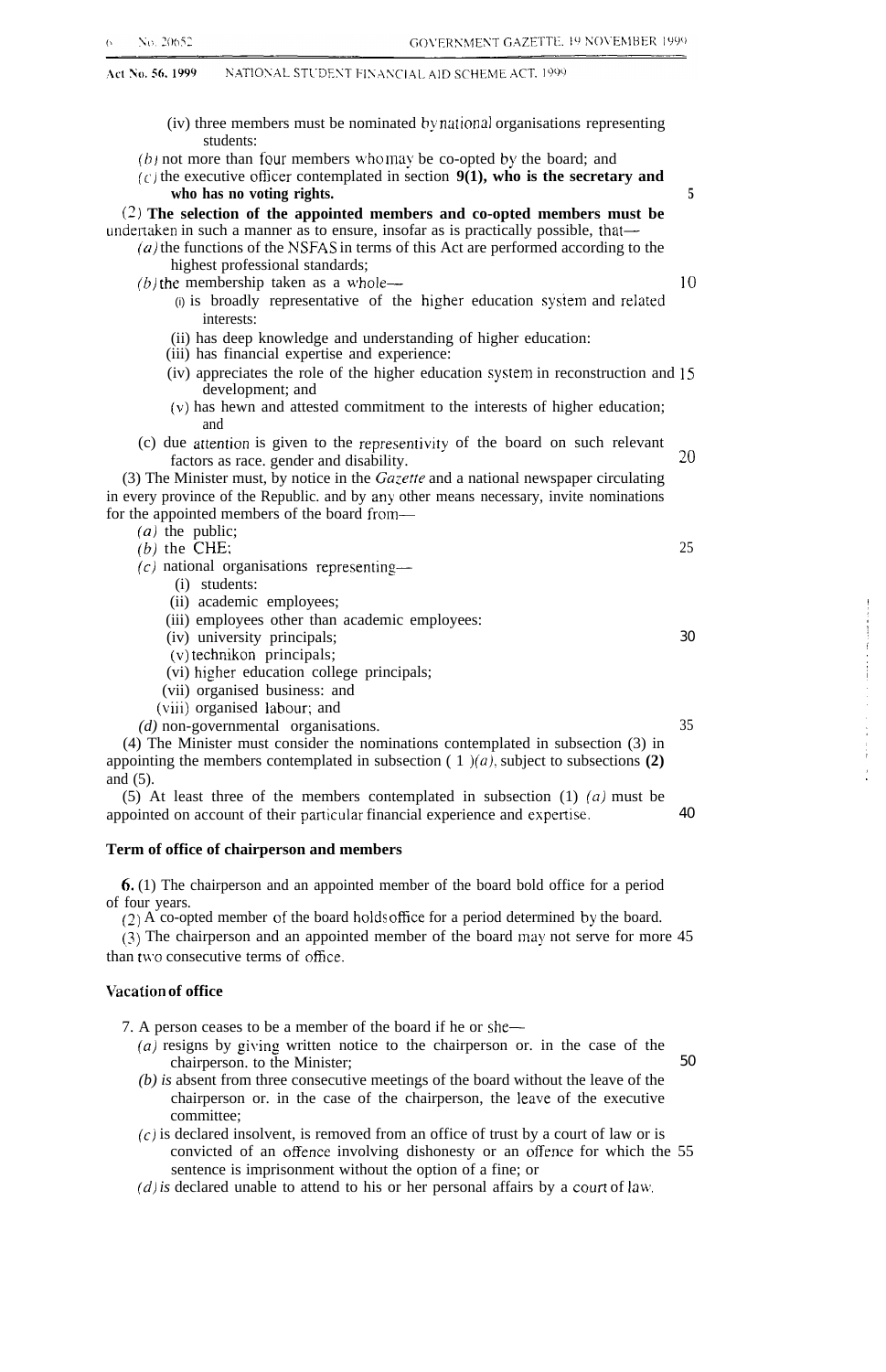(iv) three members must be nominated by national organisations representing students:

*(b)* not more than four members who may be co-opted by the board; and

*(c)* the executive officer contemplated in section **9(1), who is the secretary and who has no voting rights.**

(2) **The selection of the appointed members and co-opted members must be** undertaken in such a manner as to ensure, insofar as is practically possible, that—

*(a)* the functions of the NSFAS in terms of this Act are performed according to the highest professional standards;

*(b)* the membership taken as a whole—

(i) is broadly representative of the higher education system and related interests:

(ii) has deep knowledge and understanding of higher education:

(iii) has financial expertise and experience:

(iv) appreciates the role of the higher education system in reconstruction and development; and

(v) has hewn and attested commitment to the interests of higher education; and

(c) due attention is given to the representivity of the board on such relevant factors as race. gender and disability.

(3) The Minister must, by notice in the *Gazette* and a national newspaper circulating in every province of the Republic. and by any other means necessary, invite nominations for the appointed members of the board from—

*(a)* the public;

*(b)* the CHE;

*(c)* national organisations representing—

(i) students:

(ii) academic employees;

(iii) employees other than academic employees:

(iv) university principals;

(v) technikon principals;

(vi) higher education college principals;

(vii) organised business: and

(viii) organised labour; and

*(d)* non-governmental organisations.

(4) The Minister must consider the nominations contemplated in subsection (3) in appointing the members contemplated in subsection (1)*(a)*, subject to subsections **(2)** and (5).

(5) At least three of the members contemplated in subsection (1) *(a)* must be appointed on account of their particular financial experience and expertise.

**Term of office of chairperson and members**

**6.** (1) The chairperson and an appointed member of the board bold office for a period of four years.

(2) A co-opted member of the board holds office for a period determined by the board.

(3) The chairperson and an appointed member of the board may not serve for more than two consecutive terms of office.

**Vacation of office**

7. A person ceases to be a member of the board if he or she—

*(a)* resigns by giving written notice to the chairperson or. in the case of the chairperson. to the Minister;

*(b) is* absent from three consecutive meetings of the board without the leave of the chairperson or. in the case of the chairperson, the leave of the executive committee;

*(c)* is declared insolvent, is removed from an office of trust by a court of law or is convicted of an offence involving dishonesty or an offence for which the sentence is imprisonment without the option of a fine; or

*(d) is* declared unable to attend to his or her personal affairs by a court of law.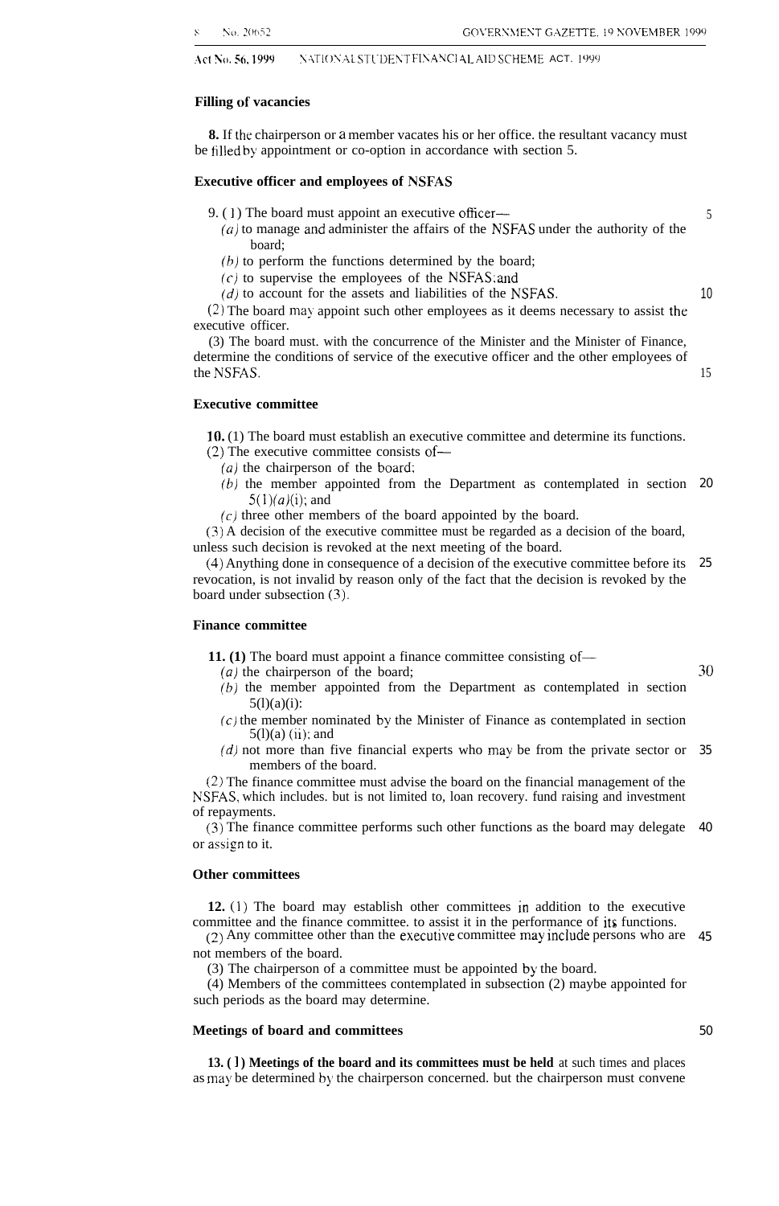### Filling of vacancies

**8.** If the chairperson or a member vacates his or her office. the resultant vacancy must be filled by appointment or co-option in accordance with section 5.

### Executive officer and employees of NSFAS

9. (1) The board must appoint an executive officer—

*(a)* to manage and administer the affairs of the NSFAS under the authority of the board;

*(b)* to perform the functions determined by the board;

*(c)* to supervise the employees of the NSFAS; and

*(d)* to account for the assets and liabilities of the NSFAS.

(2) The board may appoint such other employees as it deems necessary to assist the executive officer.

(3) The board must. with the concurrence of the Minister and the Minister of Finance, determine the conditions of service of the executive officer and the other employees of the NSFAS.

### Executive committee

**10.** (1) The board must establish an executive committee and determine its functions.

(2) The executive committee consists of—

*(a)* the chairperson of the board;

*(b)* the member appointed from the Department as contemplated in section 5(1)*(a)*(i); and

*(c)* three other members of the board appointed by the board.

(3) A decision of the executive committee must be regarded as a decision of the board, unless such decision is revoked at the next meeting of the board.

(4) Anything done in consequence of a decision of the executive committee before its revocation, is not invalid by reason only of the fact that the decision is revoked by the board under subsection (3).

### Finance committee

**11. (1)** The board must appoint a finance committee consisting of—

*(a)* the chairperson of the board;

*(b)* the member appointed from the Department as contemplated in section 5(l)(a)(i):

*(c)* the member nominated by the Minister of Finance as contemplated in section 5(l)(a) (ii); and

*(d)* not more than five financial experts who may be from the private sector or members of the board.

(2) The finance committee must advise the board on the financial management of the NSFAS, which includes. but is not limited to, loan recovery. fund raising and investment of repayments.

(3) The finance committee performs such other functions as the board may delegate or assign to it.

### Other committees

**12.** (1) The board may establish other committees in addition to the executive committee and the finance committee. to assist it in the performance of its functions.

(2) Any committee other than the executive committee may include persons who are not members of the board.

(3) The chairperson of a committee must be appointed by the board.

(4) Members of the committees contemplated in subsection (2) maybe appointed for such periods as the board may determine.

### Meetings of board and committees

**13. (1) Meetings of the board and its committees must be held** at such times and places as may be determined by the chairperson concerned. but the chairperson must convene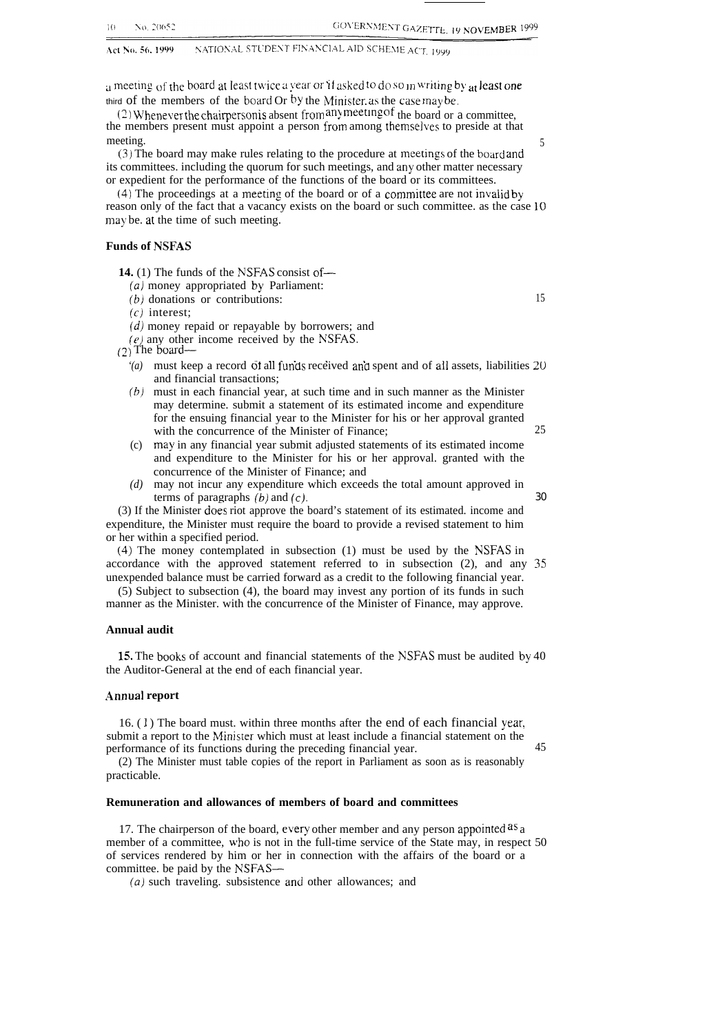a meeting of the board at least twice a year or if asked to do so in writing by at least one third of the members of the board or by the Minister, as the case may be.

(2) Whenever the chairperson is absent from any meeting of the board or a committee, the members present must appoint a person from among themselves to preside at that meeting.

(3) The board may make rules relating to the procedure at meetings of the board and its committees, including the quorum for such meetings, and any other matter necessary or expedient for the performance of the functions of the board or its committees.

(4) The proceedings at a meeting of the board or of a committee are not invalid by reason only of the fact that a vacancy exists on the board or such committee, as the case may be, at the time of such meeting.

**Funds of NSFAS**

**14.** (1) The funds of the NSFAS consist of—

*(a)* money appropriated by Parliament;
*(b)* donations or contributions;
*(c)* interest;
*(d)* money repaid or repayable by borrowers; and
*(e)* any other income received by the NSFAS.

(2) The board—

*(a)* must keep a record of all funds received and spent and of all assets, liabilities and financial transactions;
*(b)* must in each financial year, at such time and in such manner as the Minister may determine, submit a statement of its estimated income and expenditure for the ensuing financial year to the Minister for his or her approval granted with the concurrence of the Minister of Finance;
(c) may in any financial year submit adjusted statements of its estimated income and expenditure to the Minister for his or her approval, granted with the concurrence of the Minister of Finance; and
*(d)* may not incur any expenditure which exceeds the total amount approved in terms of paragraphs *(b)* and *(c)*.

(3) If the Minister does not approve the board's statement of its estimated income and expenditure, the Minister must require the board to provide a revised statement to him or her within a specified period.

(4) The money contemplated in subsection (1) must be used by the NSFAS in accordance with the approved statement referred to in subsection (2), and any unexpended balance must be carried forward as a credit to the following financial year.

(5) Subject to subsection (4), the board may invest any portion of its funds in such manner as the Minister, with the concurrence of the Minister of Finance, may approve.

**Annual audit**

**15.** The books of account and financial statements of the NSFAS must be audited by the Auditor-General at the end of each financial year.

**Annual report**

16. (1) The board must, within three months after the end of each financial year, submit a report to the Minister which must at least include a financial statement on the performance of its functions during the preceding financial year.

(2) The Minister must table copies of the report in Parliament as soon as is reasonably practicable.

**Remuneration and allowances of members of board and committees**

17. The chairperson of the board, every other member and any person appointed as a member of a committee, who is not in the full-time service of the State may, in respect of services rendered by him or her in connection with the affairs of the board or a committee, be paid by the NSFAS—

*(a)* such traveling, subsistence and other allowances; and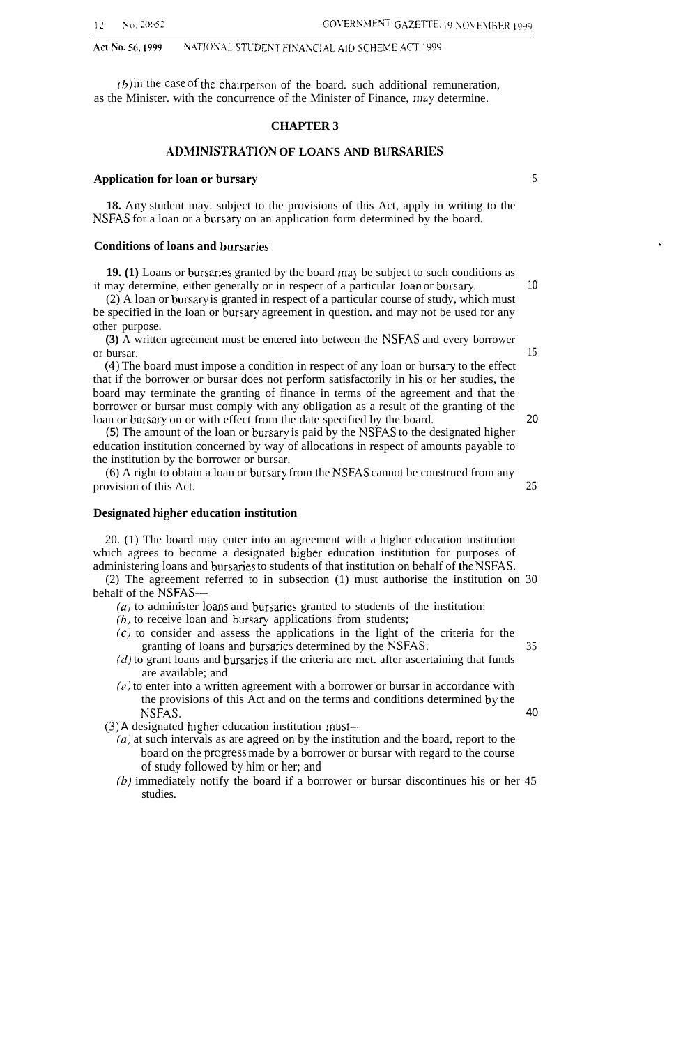*(b)* in the case of the chairperson of the board. such additional remuneration, as the Minister. with the concurrence of the Minister of Finance, may determine.

## CHAPTER 3

## ADMINISTRATION OF LOANS AND BURSARIES

**Application for loan or bursary**

**18.** Any student may. subject to the provisions of this Act, apply in writing to the NSFAS for a loan or a bursary on an application form determined by the board.

**Conditions of loans and bursaries**

**19. (1)** Loans or bursaries granted by the board may be subject to such conditions as it may determine, either generally or in respect of a particular loan or bursary.

(2) A loan or bursary is granted in respect of a particular course of study, which must be specified in the loan or bursary agreement in question. and may not be used for any other purpose.

**(3)** A written agreement must be entered into between the NSFAS and every borrower or bursar.

(4) The board must impose a condition in respect of any loan or bursary to the effect that if the borrower or bursar does not perform satisfactorily in his or her studies, the board may terminate the granting of finance in terms of the agreement and that the borrower or bursar must comply with any obligation as a result of the granting of the loan or bursary on or with effect from the date specified by the board.

(5) The amount of the loan or bursary is paid by the NSFAS to the designated higher education institution concerned by way of allocations in respect of amounts payable to the institution by the borrower or bursar.

(6) A right to obtain a loan or bursary from the NSFAS cannot be construed from any provision of this Act.

**Designated higher education institution**

20. (1) The board may enter into an agreement with a higher education institution which agrees to become a designated higher education institution for purposes of administering loans and bursaries to students of that institution on behalf of the NSFAS.

(2) The agreement referred to in subsection (1) must authorise the institution on behalf of the NSFAS—

*(a)* to administer loans and bursaries granted to students of the institution:

*(b)* to receive loan and bursary applications from students;

*(c)* to consider and assess the applications in the light of the criteria for the granting of loans and bursaries determined by the NSFAS:

*(d)* to grant loans and bursaries if the criteria are met. after ascertaining that funds are available; and

*(e)* to enter into a written agreement with a borrower or bursar in accordance with the provisions of this Act and on the terms and conditions determined by the NSFAS.

(3) A designated higher education institution must—

*(a)* at such intervals as are agreed on by the institution and the board, report to the board on the progress made by a borrower or bursar with regard to the course of study followed by him or her; and

*(b)* immediately notify the board if a borrower or bursar discontinues his or her studies.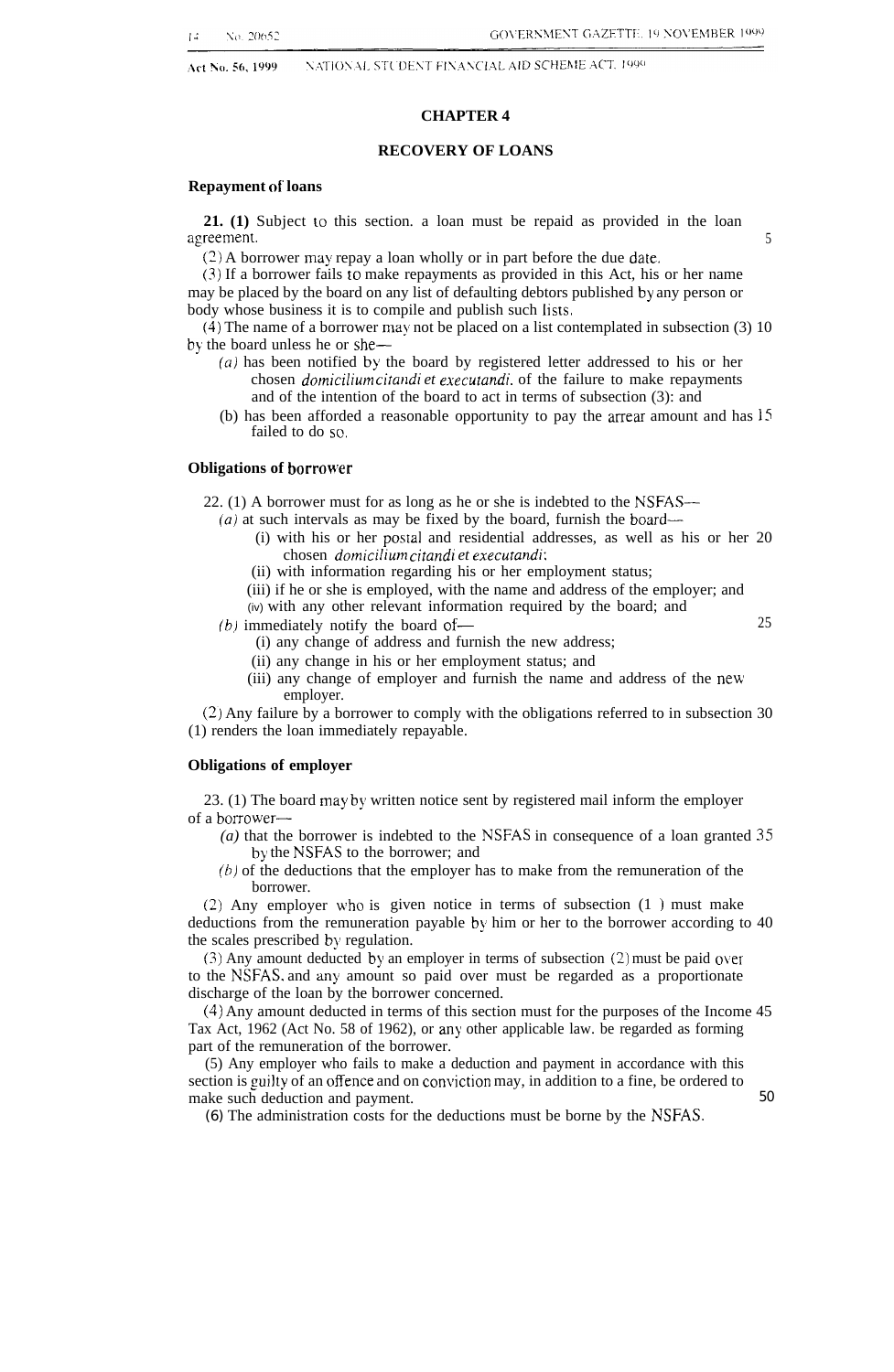## CHAPTER 4

## RECOVERY OF LOANS

### Repayment of loans

**21. (1)** Subject to this section, a loan must be repaid as provided in the loan agreement.

(2) A borrower may repay a loan wholly or in part before the due date.

(3) If a borrower fails to make repayments as provided in this Act, his or her name may be placed by the board on any list of defaulting debtors published by any person or body whose business it is to compile and publish such lists.

(4) The name of a borrower may not be placed on a list contemplated in subsection (3) by the board unless he or she—

*(a)* has been notified by the board by registered letter addressed to his or her chosen *domicilium citandi et executandi*, of the failure to make repayments and of the intention of the board to act in terms of subsection (3); and

(b) has been afforded a reasonable opportunity to pay the arrear amount and has failed to do so.

### Obligations of borrower

22. (1) A borrower must for as long as he or she is indebted to the NSFAS—

*(a)* at such intervals as may be fixed by the board, furnish the board—

(i) with his or her postal and residential addresses, as well as his or her chosen *domicilium citandi et executandi*;

(ii) with information regarding his or her employment status;

(iii) if he or she is employed, with the name and address of the employer; and

(iv) with any other relevant information required by the board; and

*(b)* immediately notify the board of—

(i) any change of address and furnish the new address;

(ii) any change in his or her employment status; and

(iii) any change of employer and furnish the name and address of the new employer.

(2) Any failure by a borrower to comply with the obligations referred to in subsection (1) renders the loan immediately repayable.

### Obligations of employer

23. (1) The board may by written notice sent by registered mail inform the employer of a borrower—

*(a)* that the borrower is indebted to the NSFAS in consequence of a loan granted by the NSFAS to the borrower; and

*(b)* of the deductions that the employer has to make from the remuneration of the borrower.

(2) Any employer who is given notice in terms of subsection (1) must make deductions from the remuneration payable by him or her to the borrower according to the scales prescribed by regulation.

(3) Any amount deducted by an employer in terms of subsection (2) must be paid over to the NSFAS, and any amount so paid over must be regarded as a proportionate discharge of the loan by the borrower concerned.

(4) Any amount deducted in terms of this section must for the purposes of the Income Tax Act, 1962 (Act No. 58 of 1962), or any other applicable law, be regarded as forming part of the remuneration of the borrower.

(5) Any employer who fails to make a deduction and payment in accordance with this section is guilty of an offence and on conviction may, in addition to a fine, be ordered to make such deduction and payment.

(6) The administration costs for the deductions must be borne by the NSFAS.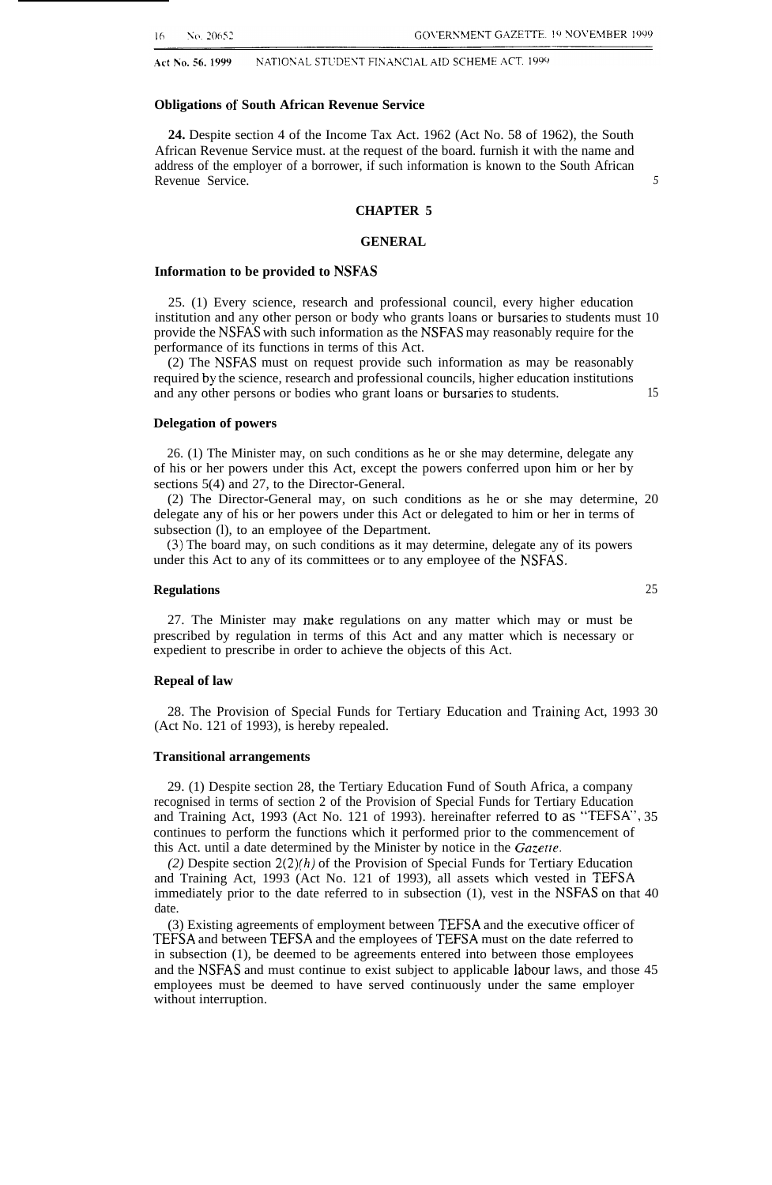**Obligations of South African Revenue Service**

**24.** Despite section 4 of the Income Tax Act. 1962 (Act No. 58 of 1962), the South African Revenue Service must. at the request of the board. furnish it with the name and address of the employer of a borrower, if such information is known to the South African Revenue Service.

## CHAPTER 5

## GENERAL

**Information to be provided to NSFAS**

25. (1) Every science, research and professional council, every higher education institution and any other person or body who grants loans or bursaries to students must provide the NSFAS with such information as the NSFAS may reasonably require for the performance of its functions in terms of this Act.

(2) The NSFAS must on request provide such information as may be reasonably required by the science, research and professional councils, higher education institutions and any other persons or bodies who grant loans or bursaries to students.

**Delegation of powers**

26. (1) The Minister may, on such conditions as he or she may determine, delegate any of his or her powers under this Act, except the powers conferred upon him or her by sections 5(4) and 27, to the Director-General.

(2) The Director-General may, on such conditions as he or she may determine, delegate any of his or her powers under this Act or delegated to him or her in terms of subsection (l), to an employee of the Department.

(3) The board may, on such conditions as it may determine, delegate any of its powers under this Act to any of its committees or to any employee of the NSFAS.

**Regulations**

27. The Minister may make regulations on any matter which may or must be prescribed by regulation in terms of this Act and any matter which is necessary or expedient to prescribe in order to achieve the objects of this Act.

**Repeal of law**

28. The Provision of Special Funds for Tertiary Education and Training Act, 1993 (Act No. 121 of 1993), is hereby repealed.

**Transitional arrangements**

29. (1) Despite section 28, the Tertiary Education Fund of South Africa, a company recognised in terms of section 2 of the Provision of Special Funds for Tertiary Education and Training Act, 1993 (Act No. 121 of 1993). hereinafter referred to as "TEFSA", continues to perform the functions which it performed prior to the commencement of this Act. until a date determined by the Minister by notice in the *Gazette*.

*(2)* Despite section 2(2)*(h)* of the Provision of Special Funds for Tertiary Education and Training Act, 1993 (Act No. 121 of 1993), all assets which vested in TEFSA immediately prior to the date referred to in subsection (1), vest in the NSFAS on that date.

(3) Existing agreements of employment between TEFSA and the executive officer of TEFSA and between TEFSA and the employees of TEFSA must on the date referred to in subsection (1), be deemed to be agreements entered into between those employees and the NSFAS and must continue to exist subject to applicable labour laws, and those employees must be deemed to have served continuously under the same employer without interruption.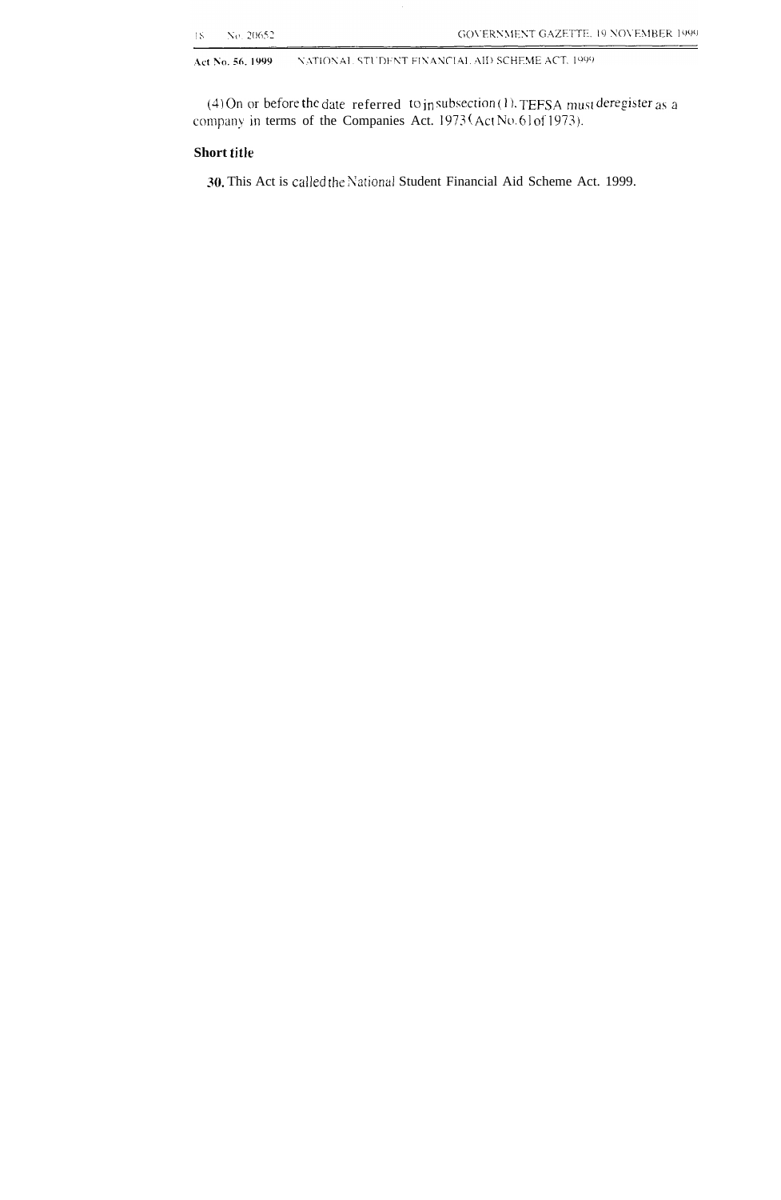(4) On or before the date referred to in subsection (1), TEFSA must deregister as a company in terms of the Companies Act, 1973 (Act No. 61 of 1973).

**Short title**

**30.** This Act is called the National Student Financial Aid Scheme Act, 1999.